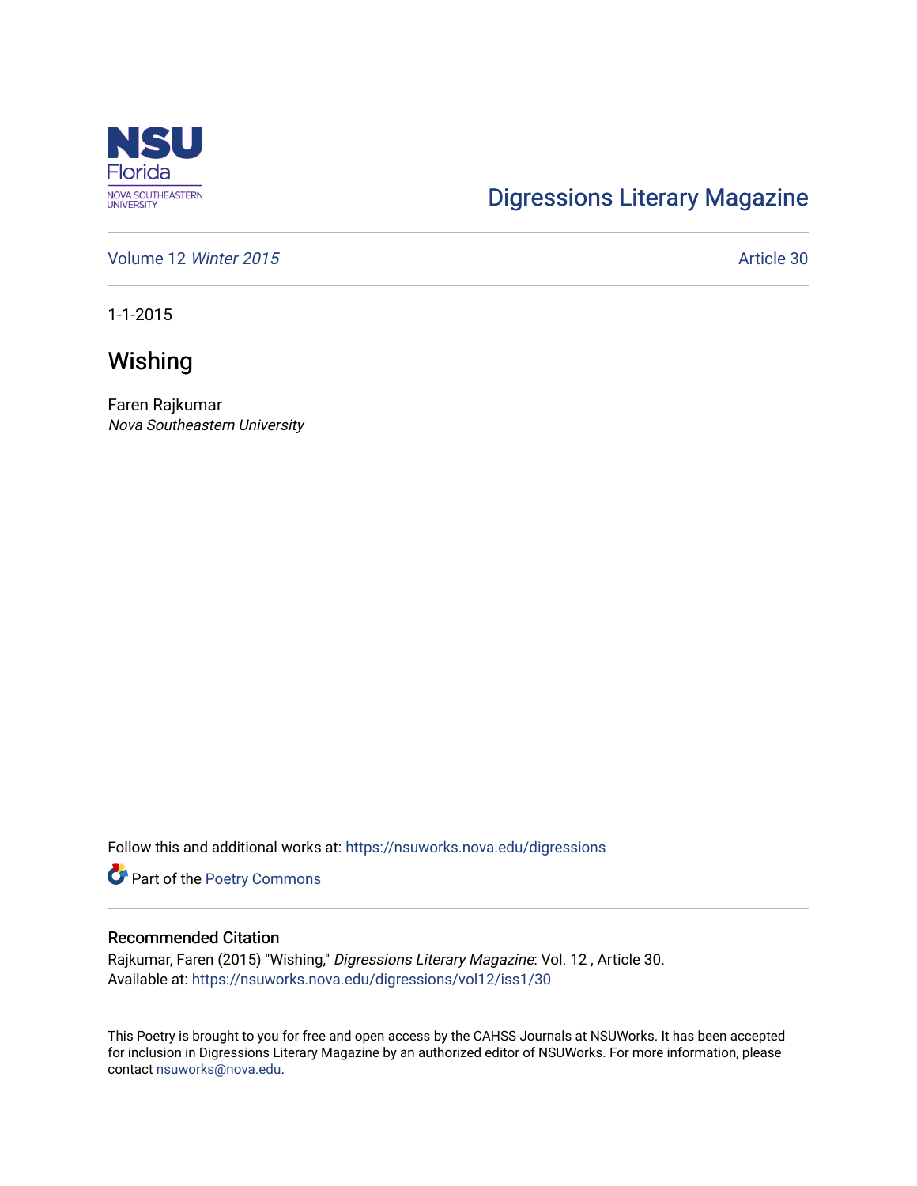Digressions Literary Magazine

Volume 12 *Winter 2015*

Article 30

1-1-2015

# Wishing

Faren Rajkumar
*Nova Southeastern University*

Follow this and additional works at: https://nsuworks.nova.edu/digressions

Part of the Poetry Commons

## Recommended Citation

Rajkumar, Faren (2015) "Wishing," *Digressions Literary Magazine*: Vol. 12 , Article 30.
Available at: https://nsuworks.nova.edu/digressions/vol12/iss1/30

This Poetry is brought to you for free and open access by the CAHSS Journals at NSUWorks. It has been accepted for inclusion in Digressions Literary Magazine by an authorized editor of NSUWorks. For more information, please contact nsuworks@nova.edu.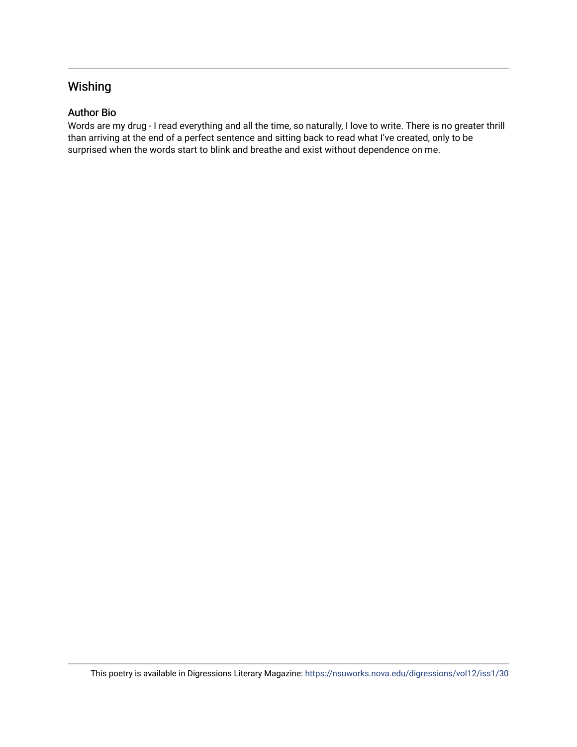## Wishing

### Author Bio

Words are my drug - I read everything and all the time, so naturally, I love to write. There is no greater thrill than arriving at the end of a perfect sentence and sitting back to read what I've created, only to be surprised when the words start to blink and breathe and exist without dependence on me.

This poetry is available in Digressions Literary Magazine: https://nsuworks.nova.edu/digressions/vol12/iss1/30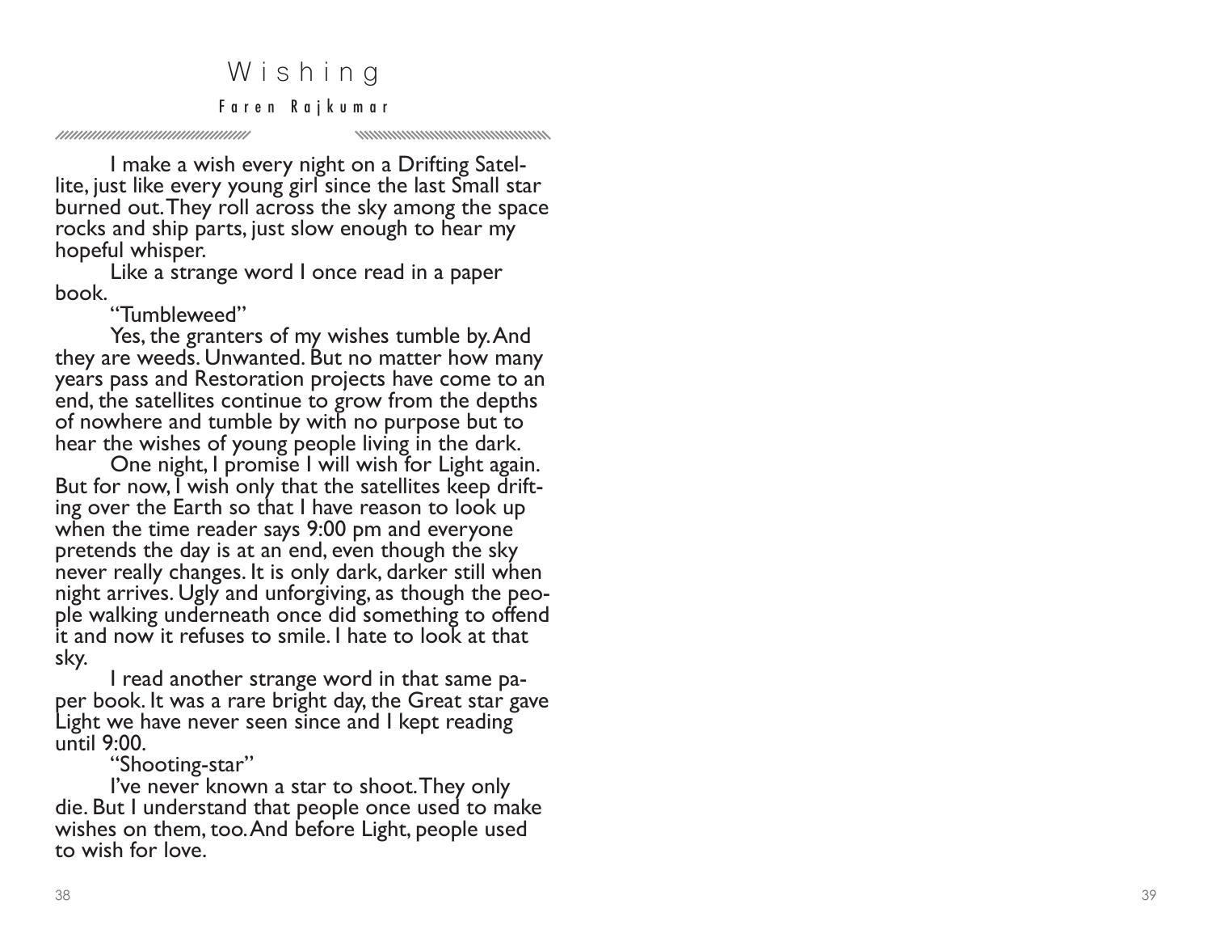# Wishing

### Faren Rajkumar

I make a wish every night on a Drifting Satellite, just like every young girl since the last Small star burned out. They roll across the sky among the space rocks and ship parts, just slow enough to hear my hopeful whisper.

Like a strange word I once read in a paper book.

"Tumbleweed"

Yes, the granters of my wishes tumble by. And they are weeds. Unwanted. But no matter how many years pass and Restoration projects have come to an end, the satellites continue to grow from the depths of nowhere and tumble by with no purpose but to hear the wishes of young people living in the dark.

One night, I promise I will wish for Light again. But for now, I wish only that the satellites keep drifting over the Earth so that I have reason to look up when the time reader says 9:00 pm and everyone pretends the day is at an end, even though the sky never really changes. It is only dark, darker still when night arrives. Ugly and unforgiving, as though the people walking underneath once did something to offend it and now it refuses to smile. I hate to look at that sky.

I read another strange word in that same paper book. It was a rare bright day, the Great star gave Light we have never seen since and I kept reading until 9:00.

"Shooting-star"

I've never known a star to shoot. They only die. But I understand that people once used to make wishes on them, too. And before Light, people used to wish for love.